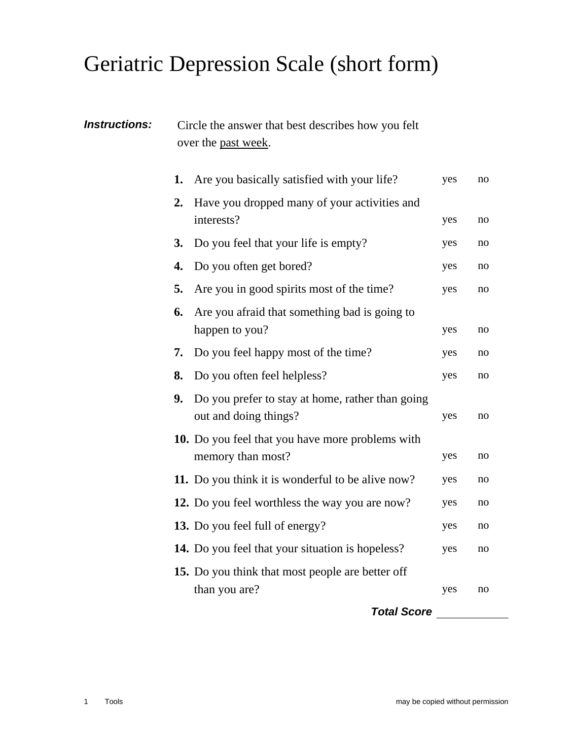# Geriatric Depression Scale (short form)

***Instructions:*** Circle the answer that best describes how you felt over the past week.

| | | | |
|---|---|---|---|
| **1.** | Are you basically satisfied with your life? | yes | no |
| **2.** | Have you dropped many of your activities and interests? | yes | no |
| **3.** | Do you feel that your life is empty? | yes | no |
| **4.** | Do you often get bored? | yes | no |
| **5.** | Are you in good spirits most of the time? | yes | no |
| **6.** | Are you afraid that something bad is going to happen to you? | yes | no |
| **7.** | Do you feel happy most of the time? | yes | no |
| **8.** | Do you often feel helpless? | yes | no |
| **9.** | Do you prefer to stay at home, rather than going out and doing things? | yes | no |
| **10.** | Do you feel that you have more problems with memory than most? | yes | no |
| **11.** | Do you think it is wonderful to be alive now? | yes | no |
| **12.** | Do you feel worthless the way you are now? | yes | no |
| **13.** | Do you feel full of energy? | yes | no |
| **14.** | Do you feel that your situation is hopeless? | yes | no |
| **15.** | Do you think that most people are better off than you are? | yes | no |

***Total Score*** ____________

may be copied without permission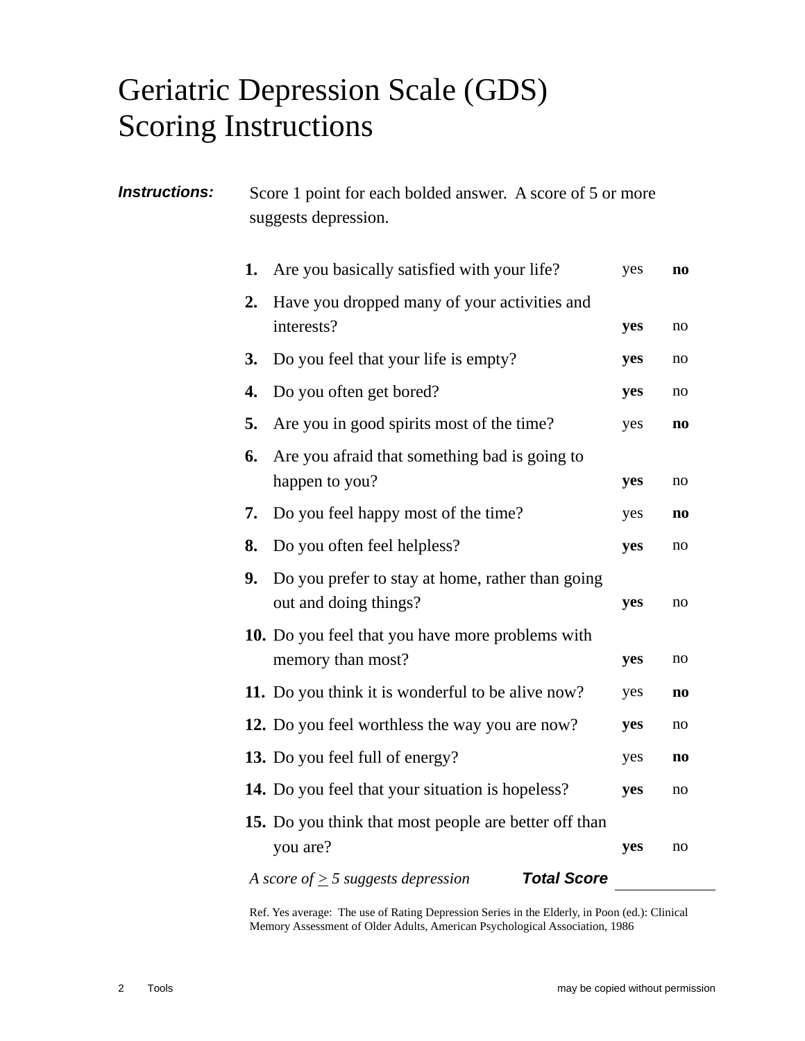# Geriatric Depression Scale (GDS) Scoring Instructions

***Instructions:*** Score 1 point for each bolded answer. A score of 5 or more suggests depression.

| | | | |
|---|---|---|---|
| **1.** | Are you basically satisfied with your life? | yes | **no** |
| **2.** | Have you dropped many of your activities and interests? | **yes** | no |
| **3.** | Do you feel that your life is empty? | **yes** | no |
| **4.** | Do you often get bored? | **yes** | no |
| **5.** | Are you in good spirits most of the time? | yes | **no** |
| **6.** | Are you afraid that something bad is going to happen to you? | **yes** | no |
| **7.** | Do you feel happy most of the time? | yes | **no** |
| **8.** | Do you often feel helpless? | **yes** | no |
| **9.** | Do you prefer to stay at home, rather than going out and doing things? | **yes** | no |
| **10.** | Do you feel that you have more problems with memory than most? | **yes** | no |
| **11.** | Do you think it is wonderful to be alive now? | yes | **no** |
| **12.** | Do you feel worthless the way you are now? | **yes** | no |
| **13.** | Do you feel full of energy? | yes | **no** |
| **14.** | Do you feel that your situation is hopeless? | **yes** | no |
| **15.** | Do you think that most people are better off than you are? | **yes** | no |

*A score of ≥ 5 suggests depression* ***Total Score*** ____________

Ref. Yes average: The use of Rating Depression Series in the Elderly, in Poon (ed.): Clinical Memory Assessment of Older Adults, American Psychological Association, 1986

Tools — may be copied without permission